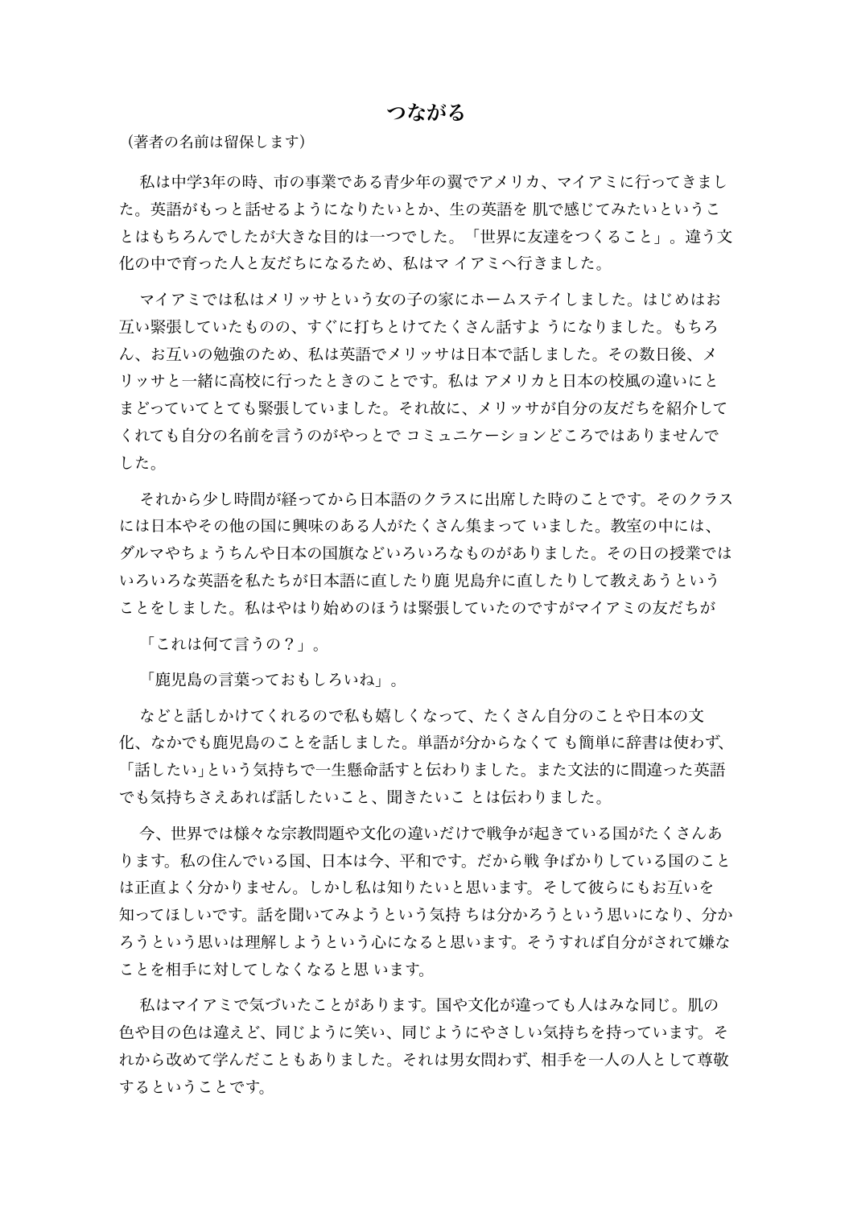# つながる

（著者の名前は留保します）

私は中学3年の時、市の事業である青少年の翼でアメリカ、マイアミに行ってきました。英語がもっと話せるようになりたいとか、生の英語を 肌で感じてみたいということはもちろんでしたが大きな目的は一つでした。「世界に友達をつくること」。違う文化の中で育った人と友だちになるため、私はマ イアミへ行きました。

マイアミでは私はメリッサという女の子の家にホームステイしました。はじめはお互い緊張していたものの、すぐに打ちとけてたくさん話すよ うになりました。もちろん、お互いの勉強のため、私は英語でメリッサは日本で話しました。その数日後、メリッサと一緒に高校に行ったときのことです。私は アメリカと日本の校風の違いにとまどっていてとても緊張していました。それ故に、メリッサが自分の友だちを紹介してくれても自分の名前を言うのがやっとで コミュニケーションどころではありませんでした。

それから少し時間が経ってから日本語のクラスに出席した時のことです。そのクラスには日本やその他の国に興味のある人がたくさん集まって いました。教室の中には、ダルマやちょうちんや日本の国旗などいろいろなものがありました。その日の授業ではいろいろな英語を私たちが日本語に直したり鹿 児島弁に直したりして教えあうということをしました。私はやはり始めのほうは緊張していたのですがマイアミの友だちが

「これは何て言うの？」。

「鹿児島の言葉っておもしろいね」。

などと話しかけてくれるので私も嬉しくなって、たくさん自分のことや日本の文化、なかでも鹿児島のことを話しました。単語が分からなくて も簡単に辞書は使わず、「話したい」という気持ちで一生懸命話すと伝わりました。また文法的に間違った英語でも気持ちさえあれば話したいこと、聞きたいこ とは伝わりました。

今、世界では様々な宗教問題や文化の違いだけで戦争が起きている国がたくさんあります。私の住んでいる国、日本は今、平和です。だから戦 争ばかりしている国のことは正直よく分かりません。しかし私は知りたいと思います。そして彼らにもお互いを知ってほしいです。話を聞いてみようという気持 ちは分かろうという思いになり、分かろうという思いは理解しようという心になると思います。そうすれば自分がされて嫌なことを相手に対してしなくなると思 います。

私はマイアミで気づいたことがあります。国や文化が違っても人はみな同じ。肌の色や目の色は違えど、同じように笑い、同じようにやさしい気持ちを持っています。それから改めて学んだこともありました。それは男女問わず、相手を一人の人として尊敬するということです。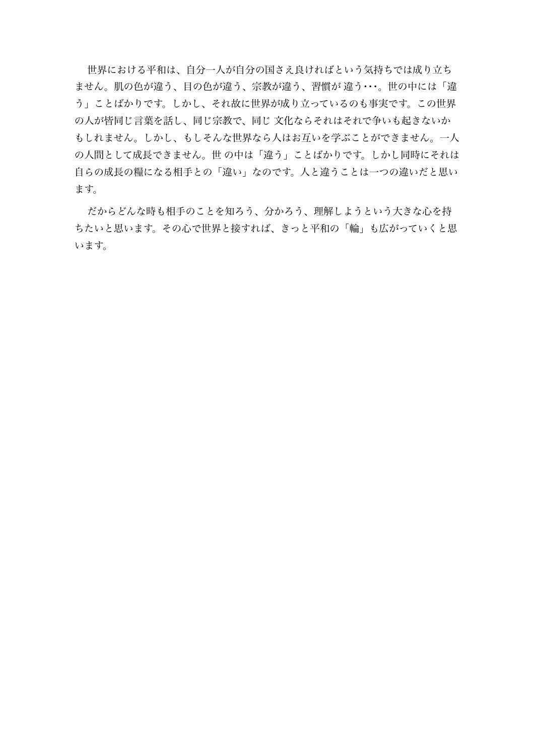世界における平和は、自分一人が自分の国さえ良ければという気持ちでは成り立ちません。肌の色が違う、目の色が違う、宗教が違う、習慣が 違う･･･。世の中には「違う」ことばかりです。しかし、それ故に世界が成り立っているのも事実です。この世界の人が皆同じ言葉を話し、同じ宗教で、同じ 文化ならそれはそれで争いも起きないかもしれません。しかし、もしそんな世界なら人はお互いを学ぶことができません。一人の人間として成長できません。世 の中は「違う」ことばかりです。しかし同時にそれは自らの成長の糧になる相手との「違い」なのです。人と違うことは一つの違いだと思います。

だからどんな時も相手のことを知ろう、分かろう、理解しようという大きな心を持ちたいと思います。その心で世界と接すれば、きっと平和の「輪」も広がっていくと思います。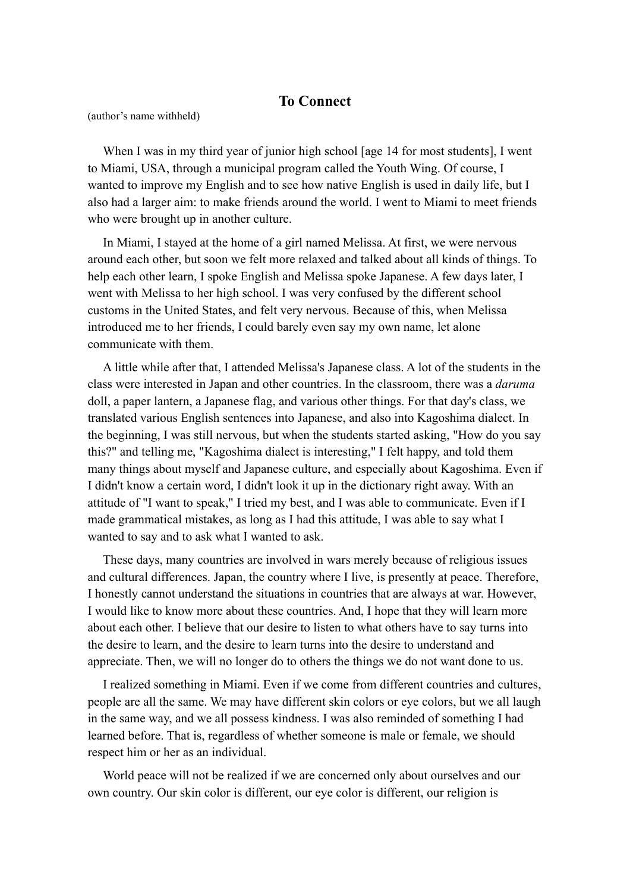# To Connect

(author's name withheld)

When I was in my third year of junior high school [age 14 for most students], I went to Miami, USA, through a municipal program called the Youth Wing. Of course, I wanted to improve my English and to see how native English is used in daily life, but I also had a larger aim: to make friends around the world. I went to Miami to meet friends who were brought up in another culture.

In Miami, I stayed at the home of a girl named Melissa. At first, we were nervous around each other, but soon we felt more relaxed and talked about all kinds of things. To help each other learn, I spoke English and Melissa spoke Japanese. A few days later, I went with Melissa to her high school. I was very confused by the different school customs in the United States, and felt very nervous. Because of this, when Melissa introduced me to her friends, I could barely even say my own name, let alone communicate with them.

A little while after that, I attended Melissa's Japanese class. A lot of the students in the class were interested in Japan and other countries. In the classroom, there was a *daruma* doll, a paper lantern, a Japanese flag, and various other things. For that day's class, we translated various English sentences into Japanese, and also into Kagoshima dialect. In the beginning, I was still nervous, but when the students started asking, "How do you say this?" and telling me, "Kagoshima dialect is interesting," I felt happy, and told them many things about myself and Japanese culture, and especially about Kagoshima. Even if I didn't know a certain word, I didn't look it up in the dictionary right away. With an attitude of "I want to speak," I tried my best, and I was able to communicate. Even if I made grammatical mistakes, as long as I had this attitude, I was able to say what I wanted to say and to ask what I wanted to ask.

These days, many countries are involved in wars merely because of religious issues and cultural differences. Japan, the country where I live, is presently at peace. Therefore, I honestly cannot understand the situations in countries that are always at war. However, I would like to know more about these countries. And, I hope that they will learn more about each other. I believe that our desire to listen to what others have to say turns into the desire to learn, and the desire to learn turns into the desire to understand and appreciate. Then, we will no longer do to others the things we do not want done to us.

I realized something in Miami. Even if we come from different countries and cultures, people are all the same. We may have different skin colors or eye colors, but we all laugh in the same way, and we all possess kindness. I was also reminded of something I had learned before. That is, regardless of whether someone is male or female, we should respect him or her as an individual.

World peace will not be realized if we are concerned only about ourselves and our own country. Our skin color is different, our eye color is different, our religion is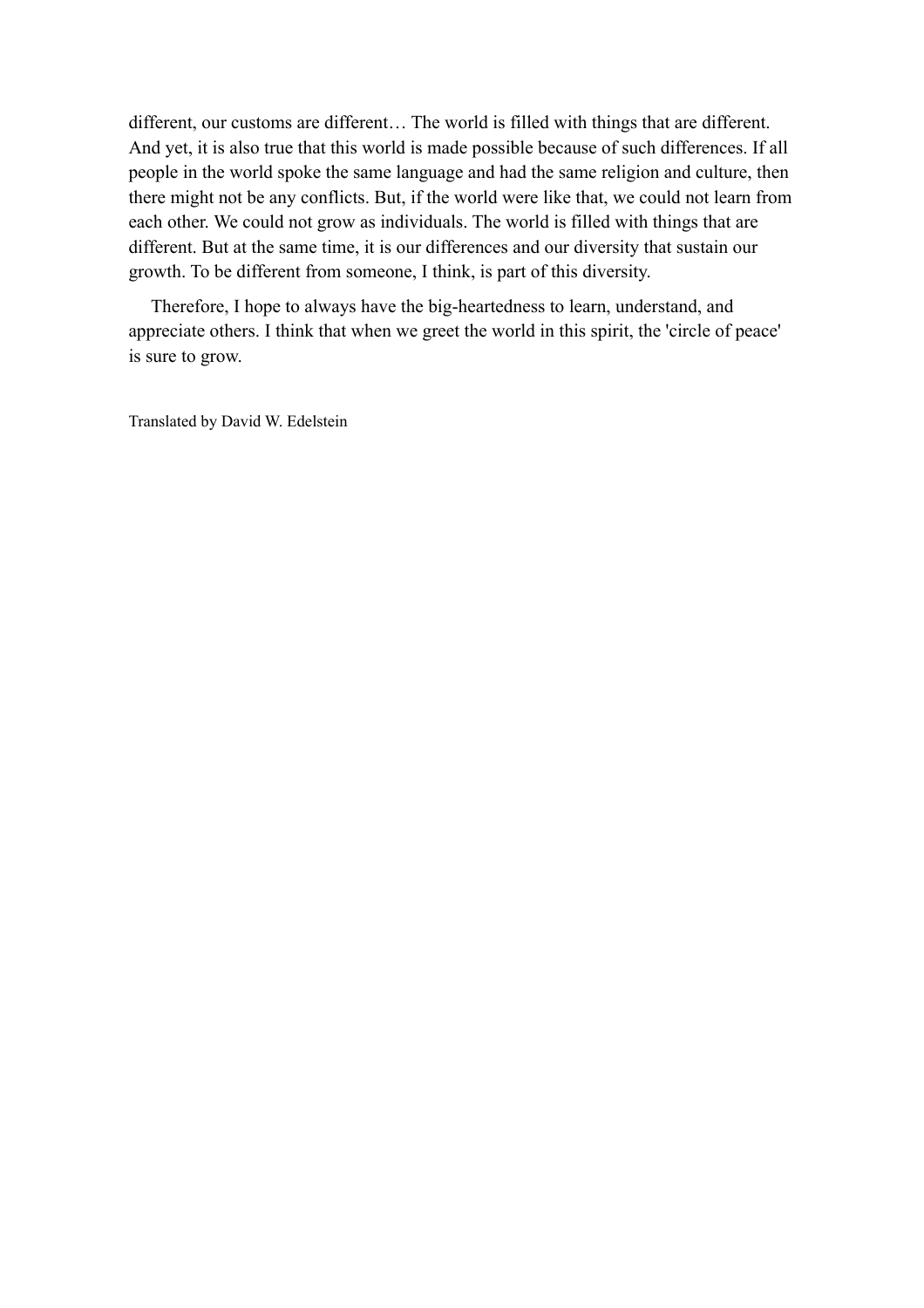different, our customs are different… The world is filled with things that are different. And yet, it is also true that this world is made possible because of such differences. If all people in the world spoke the same language and had the same religion and culture, then there might not be any conflicts. But, if the world were like that, we could not learn from each other. We could not grow as individuals. The world is filled with things that are different. But at the same time, it is our differences and our diversity that sustain our growth. To be different from someone, I think, is part of this diversity.

Therefore, I hope to always have the big-heartedness to learn, understand, and appreciate others. I think that when we greet the world in this spirit, the 'circle of peace' is sure to grow.

Translated by David W. Edelstein